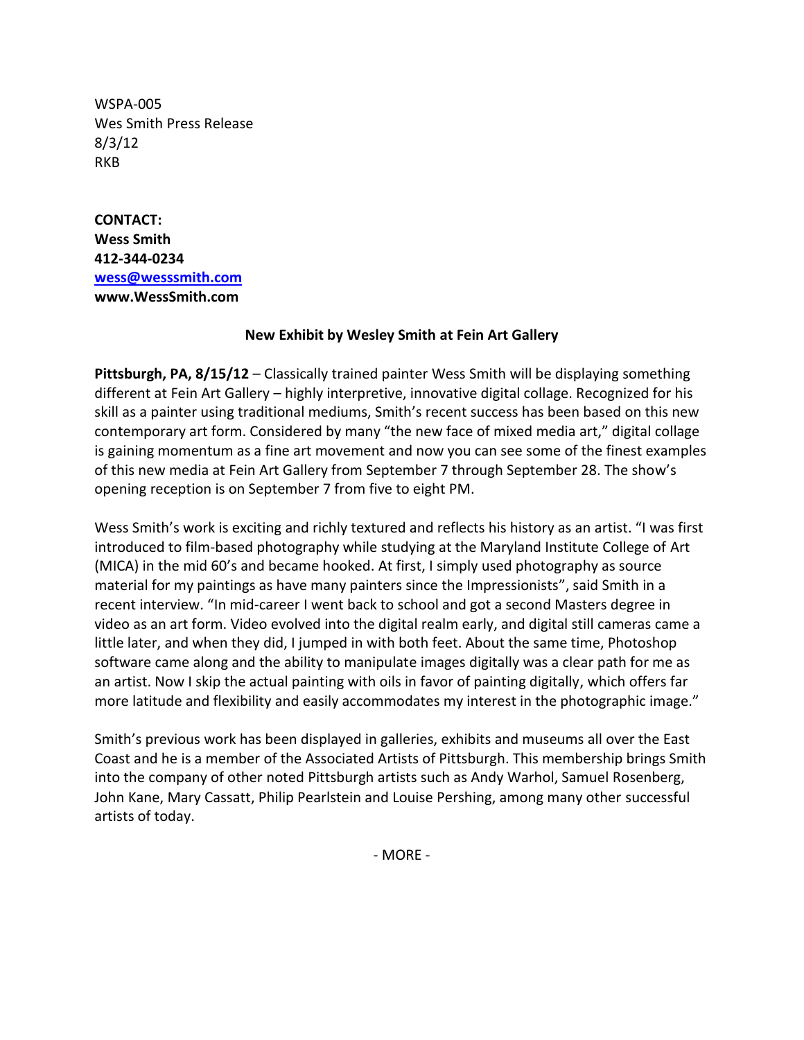WSPA-005  
Wes Smith Press Release  
8/3/12  
RKB

**CONTACT:**  
**Wess Smith**  
**412-344-0234**  
**[wess@wesssmith.com](mailto:wess@wesssmith.com)**  
**www.WessSmith.com**

**New Exhibit by Wesley Smith at Fein Art Gallery**

**Pittsburgh, PA, 8/15/12** – Classically trained painter Wess Smith will be displaying something different at Fein Art Gallery – highly interpretive, innovative digital collage. Recognized for his skill as a painter using traditional mediums, Smith's recent success has been based on this new contemporary art form. Considered by many "the new face of mixed media art," digital collage is gaining momentum as a fine art movement and now you can see some of the finest examples of this new media at Fein Art Gallery from September 7 through September 28. The show's opening reception is on September 7 from five to eight PM.

Wess Smith's work is exciting and richly textured and reflects his history as an artist. "I was first introduced to film-based photography while studying at the Maryland Institute College of Art (MICA) in the mid 60's and became hooked. At first, I simply used photography as source material for my paintings as have many painters since the Impressionists", said Smith in a recent interview. "In mid-career I went back to school and got a second Masters degree in video as an art form. Video evolved into the digital realm early, and digital still cameras came a little later, and when they did, I jumped in with both feet. About the same time, Photoshop software came along and the ability to manipulate images digitally was a clear path for me as an artist. Now I skip the actual painting with oils in favor of painting digitally, which offers far more latitude and flexibility and easily accommodates my interest in the photographic image."

Smith's previous work has been displayed in galleries, exhibits and museums all over the East Coast and he is a member of the Associated Artists of Pittsburgh. This membership brings Smith into the company of other noted Pittsburgh artists such as Andy Warhol, Samuel Rosenberg, John Kane, Mary Cassatt, Philip Pearlstein and Louise Pershing, among many other successful artists of today.

- MORE -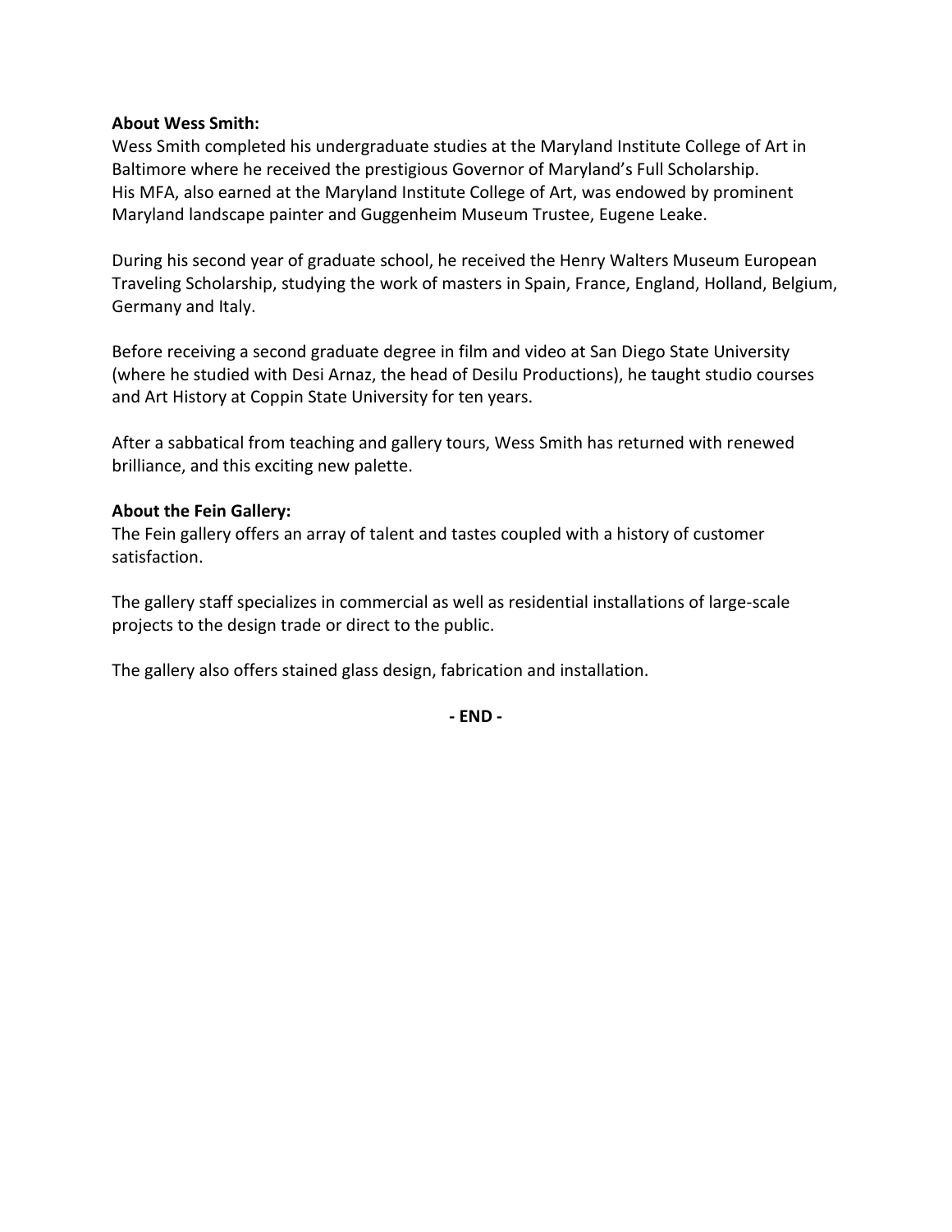**About Wess Smith:**
Wess Smith completed his undergraduate studies at the Maryland Institute College of Art in Baltimore where he received the prestigious Governor of Maryland's Full Scholarship. His MFA, also earned at the Maryland Institute College of Art, was endowed by prominent Maryland landscape painter and Guggenheim Museum Trustee, Eugene Leake.

During his second year of graduate school, he received the Henry Walters Museum European Traveling Scholarship, studying the work of masters in Spain, France, England, Holland, Belgium, Germany and Italy.

Before receiving a second graduate degree in film and video at San Diego State University (where he studied with Desi Arnaz, the head of Desilu Productions), he taught studio courses and Art History at Coppin State University for ten years.

After a sabbatical from teaching and gallery tours, Wess Smith has returned with renewed brilliance, and this exciting new palette.

**About the Fein Gallery:**
The Fein gallery offers an array of talent and tastes coupled with a history of customer satisfaction.

The gallery staff specializes in commercial as well as residential installations of large-scale projects to the design trade or direct to the public.

The gallery also offers stained glass design, fabrication and installation.

**- END -**